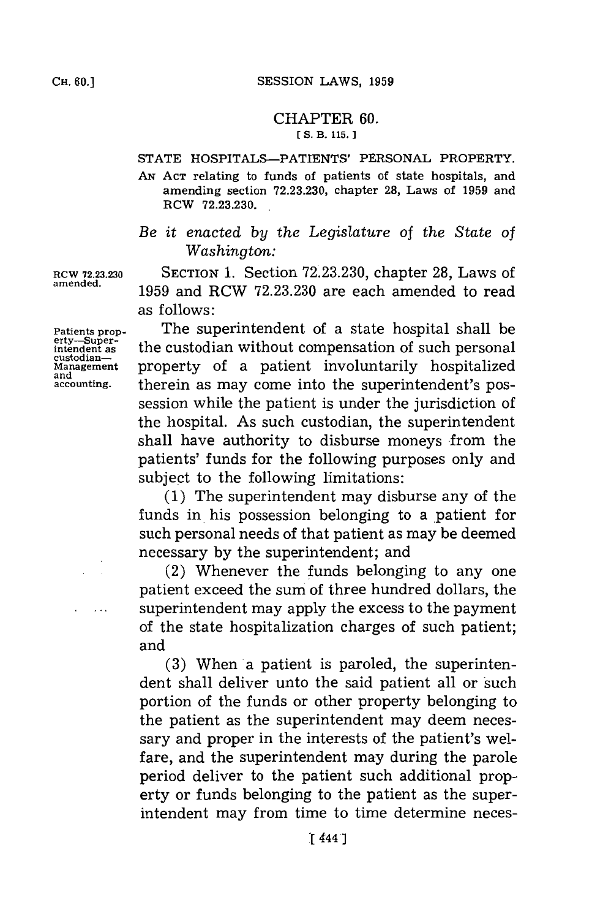# CHAPTER 60.

[ S. B. 115. ]

STATE HOSPITALS—PATIENTS' PERSONAL PROPERTY.

AN ACT relating to funds of patients of state hospitals, and amending section 72.23.230, chapter 28, Laws of 1959 and RCW 72.23.230.

*Be it enacted by the Legislature of the State of Washington:*

RCW 72.23.230 amended.

SECTION 1. Section 72.23.230, chapter 28, Laws of 1959 and RCW 72.23.230 are each amended to read as follows:

Patients property—Superintendent as custodian—Management and accounting.

The superintendent of a state hospital shall be the custodian without compensation of such personal property of a patient involuntarily hospitalized therein as may come into the superintendent's possession while the patient is under the jurisdiction of the hospital. As such custodian, the superintendent shall have authority to disburse moneys from the patients' funds for the following purposes only and subject to the following limitations:

(1) The superintendent may disburse any of the funds in his possession belonging to a patient for such personal needs of that patient as may be deemed necessary by the superintendent; and

(2) Whenever the funds belonging to any one patient exceed the sum of three hundred dollars, the superintendent may apply the excess to the payment of the state hospitalization charges of such patient; and

(3) When a patient is paroled, the superintendent shall deliver unto the said patient all or such portion of the funds or other property belonging to the patient as the superintendent may deem necessary and proper in the interests of the patient's welfare, and the superintendent may during the parole period deliver to the patient such additional property or funds belonging to the patient as the superintendent may from time to time determine neces-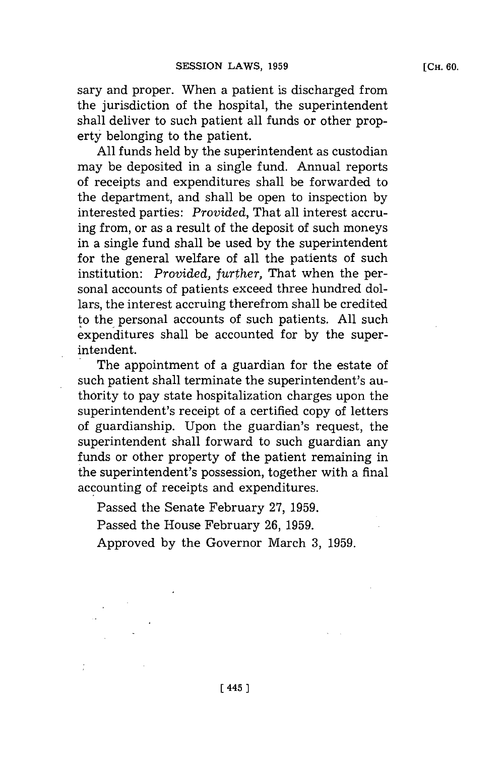sary and proper. When a patient is discharged from the jurisdiction of the hospital, the superintendent shall deliver to such patient all funds or other property belonging to the patient.

All funds held by the superintendent as custodian may be deposited in a single fund. Annual reports of receipts and expenditures shall be forwarded to the department, and shall be open to inspection by interested parties: *Provided*, That all interest accruing from, or as a result of the deposit of such moneys in a single fund shall be used by the superintendent for the general welfare of all the patients of such institution: *Provided, further,* That when the personal accounts of patients exceed three hundred dollars, the interest accruing therefrom shall be credited to the personal accounts of such patients. All such expenditures shall be accounted for by the superintendent.

The appointment of a guardian for the estate of such patient shall terminate the superintendent's authority to pay state hospitalization charges upon the superintendent's receipt of a certified copy of letters of guardianship. Upon the guardian's request, the superintendent shall forward to such guardian any funds or other property of the patient remaining in the superintendent's possession, together with a final accounting of receipts and expenditures.

Passed the Senate February 27, 1959.

Passed the House February 26, 1959.

Approved by the Governor March 3, 1959.